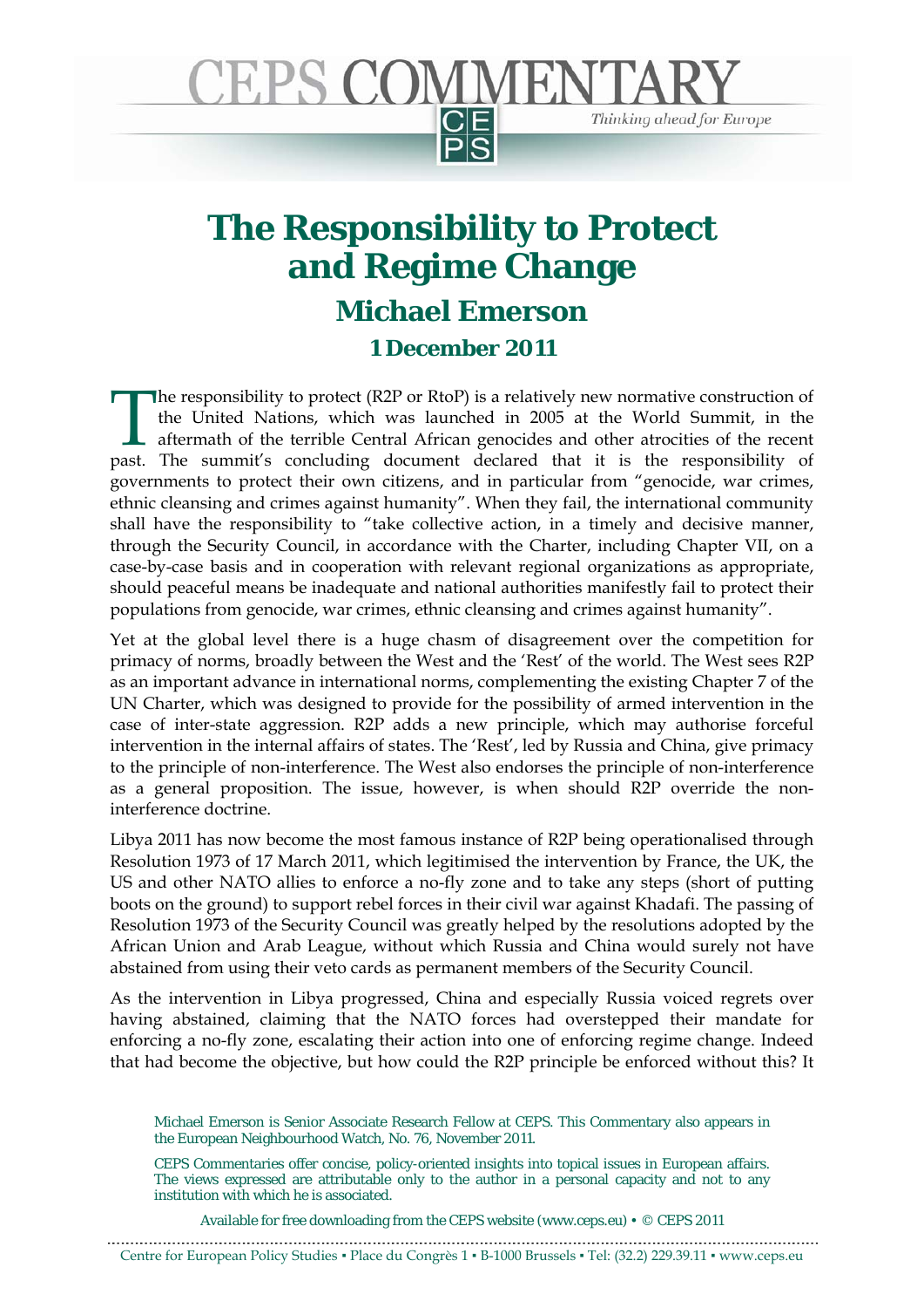# The Responsibility to Protect and Regime Change

## Michael Emerson

### 1 December 2011

The responsibility to protect (R2P or RtoP) is a relatively new normative construction of the United Nations, which was launched in 2005 at the World Summit, in the aftermath of the terrible Central African genocides and other atrocities of the recent past. The summit's concluding document declared that it is the responsibility of governments to protect their own citizens, and in particular from "genocide, war crimes, ethnic cleansing and crimes against humanity". When they fail, the international community shall have the responsibility to "take collective action, in a timely and decisive manner, through the Security Council, in accordance with the Charter, including Chapter VII, on a case-by-case basis and in cooperation with relevant regional organizations as appropriate, should peaceful means be inadequate and national authorities manifestly fail to protect their populations from genocide, war crimes, ethnic cleansing and crimes against humanity".

Yet at the global level there is a huge chasm of disagreement over the competition for primacy of norms, broadly between the West and the 'Rest' of the world. The West sees R2P as an important advance in international norms, complementing the existing Chapter 7 of the UN Charter, which was designed to provide for the possibility of armed intervention in the case of inter-state aggression. R2P adds a new principle, which may authorise forceful intervention in the internal affairs of states. The 'Rest', led by Russia and China, give primacy to the principle of non-interference. The West also endorses the principle of non-interference as a general proposition. The issue, however, is when should R2P override the non-interference doctrine.

Libya 2011 has now become the most famous instance of R2P being operationalised through Resolution 1973 of 17 March 2011, which legitimised the intervention by France, the UK, the US and other NATO allies to enforce a no-fly zone and to take any steps (short of putting boots on the ground) to support rebel forces in their civil war against Khadafi. The passing of Resolution 1973 of the Security Council was greatly helped by the resolutions adopted by the African Union and Arab League, without which Russia and China would surely not have abstained from using their veto cards as permanent members of the Security Council.

As the intervention in Libya progressed, China and especially Russia voiced regrets over having abstained, claiming that the NATO forces had overstepped their mandate for enforcing a no-fly zone, escalating their action into one of enforcing regime change. Indeed that had become the objective, but how could the R2P principle be enforced without this? It

Michael Emerson is Senior Associate Research Fellow at CEPS. This Commentary also appears in the European Neighbourhood Watch, No. 76, November 2011.

CEPS Commentaries offer concise, policy-oriented insights into topical issues in European affairs. The views expressed are attributable only to the author in a personal capacity and not to any institution with which he is associated.

Available for free downloading from the CEPS website (www.ceps.eu) • © CEPS 2011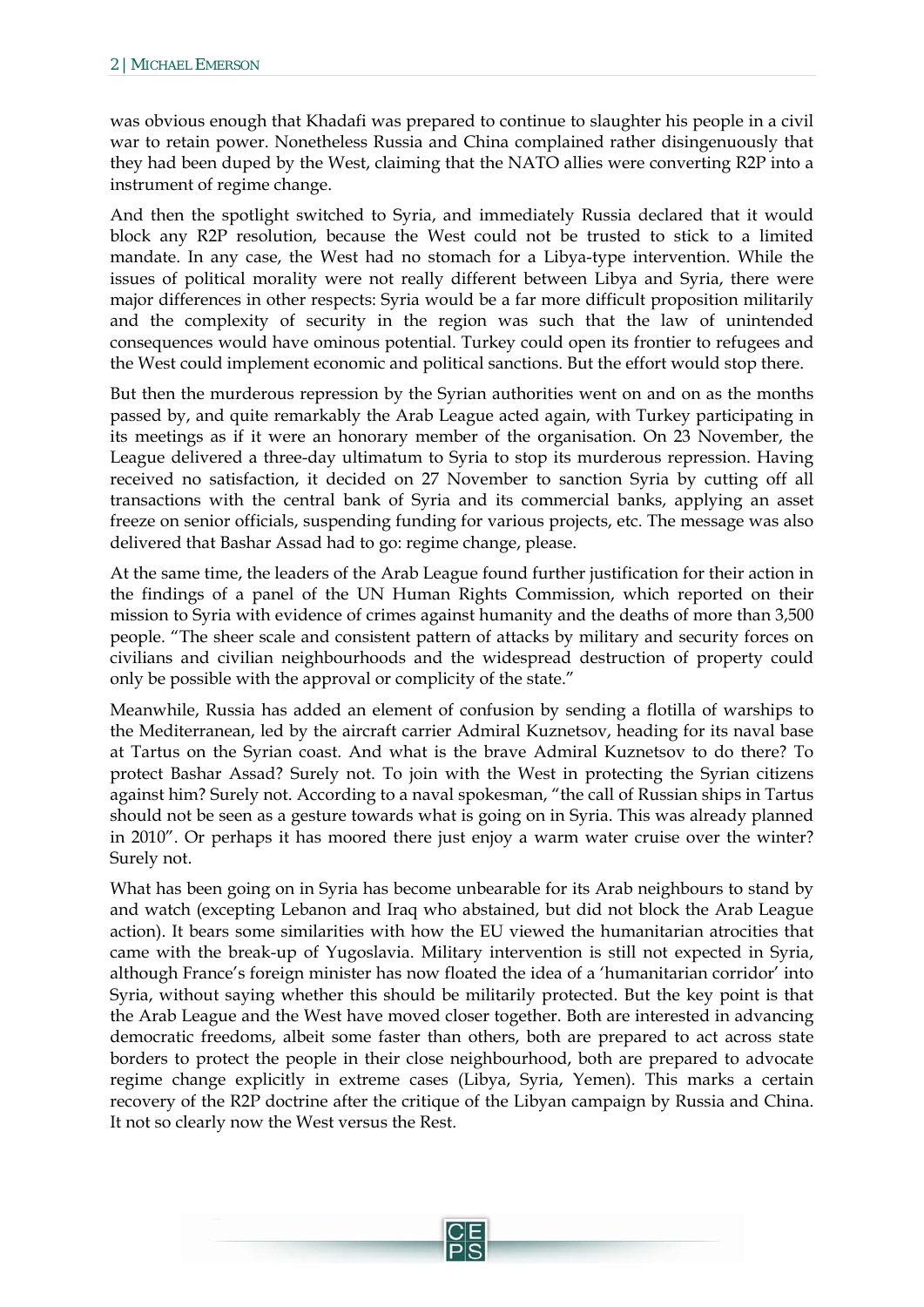was obvious enough that Khadafi was prepared to continue to slaughter his people in a civil war to retain power. Nonetheless Russia and China complained rather disingenuously that they had been duped by the West, claiming that the NATO allies were converting R2P into a instrument of regime change.

And then the spotlight switched to Syria, and immediately Russia declared that it would block any R2P resolution, because the West could not be trusted to stick to a limited mandate. In any case, the West had no stomach for a Libya-type intervention. While the issues of political morality were not really different between Libya and Syria, there were major differences in other respects: Syria would be a far more difficult proposition militarily and the complexity of security in the region was such that the law of unintended consequences would have ominous potential. Turkey could open its frontier to refugees and the West could implement economic and political sanctions. But the effort would stop there.

But then the murderous repression by the Syrian authorities went on and on as the months passed by, and quite remarkably the Arab League acted again, with Turkey participating in its meetings as if it were an honorary member of the organisation. On 23 November, the League delivered a three-day ultimatum to Syria to stop its murderous repression. Having received no satisfaction, it decided on 27 November to sanction Syria by cutting off all transactions with the central bank of Syria and its commercial banks, applying an asset freeze on senior officials, suspending funding for various projects, etc. The message was also delivered that Bashar Assad had to go: regime change, please.

At the same time, the leaders of the Arab League found further justification for their action in the findings of a panel of the UN Human Rights Commission, which reported on their mission to Syria with evidence of crimes against humanity and the deaths of more than 3,500 people. "The sheer scale and consistent pattern of attacks by military and security forces on civilians and civilian neighbourhoods and the widespread destruction of property could only be possible with the approval or complicity of the state."

Meanwhile, Russia has added an element of confusion by sending a flotilla of warships to the Mediterranean, led by the aircraft carrier Admiral Kuznetsov, heading for its naval base at Tartus on the Syrian coast. And what is the brave Admiral Kuznetsov to do there? To protect Bashar Assad? Surely not. To join with the West in protecting the Syrian citizens against him? Surely not. According to a naval spokesman, "the call of Russian ships in Tartus should not be seen as a gesture towards what is going on in Syria. This was already planned in 2010". Or perhaps it has moored there just enjoy a warm water cruise over the winter? Surely not.

What has been going on in Syria has become unbearable for its Arab neighbours to stand by and watch (excepting Lebanon and Iraq who abstained, but did not block the Arab League action). It bears some similarities with how the EU viewed the humanitarian atrocities that came with the break-up of Yugoslavia. Military intervention is still not expected in Syria, although France's foreign minister has now floated the idea of a 'humanitarian corridor' into Syria, without saying whether this should be militarily protected. But the key point is that the Arab League and the West have moved closer together. Both are interested in advancing democratic freedoms, albeit some faster than others, both are prepared to act across state borders to protect the people in their close neighbourhood, both are prepared to advocate regime change explicitly in extreme cases (Libya, Syria, Yemen). This marks a certain recovery of the R2P doctrine after the critique of the Libyan campaign by Russia and China. It not so clearly now the West versus the Rest.